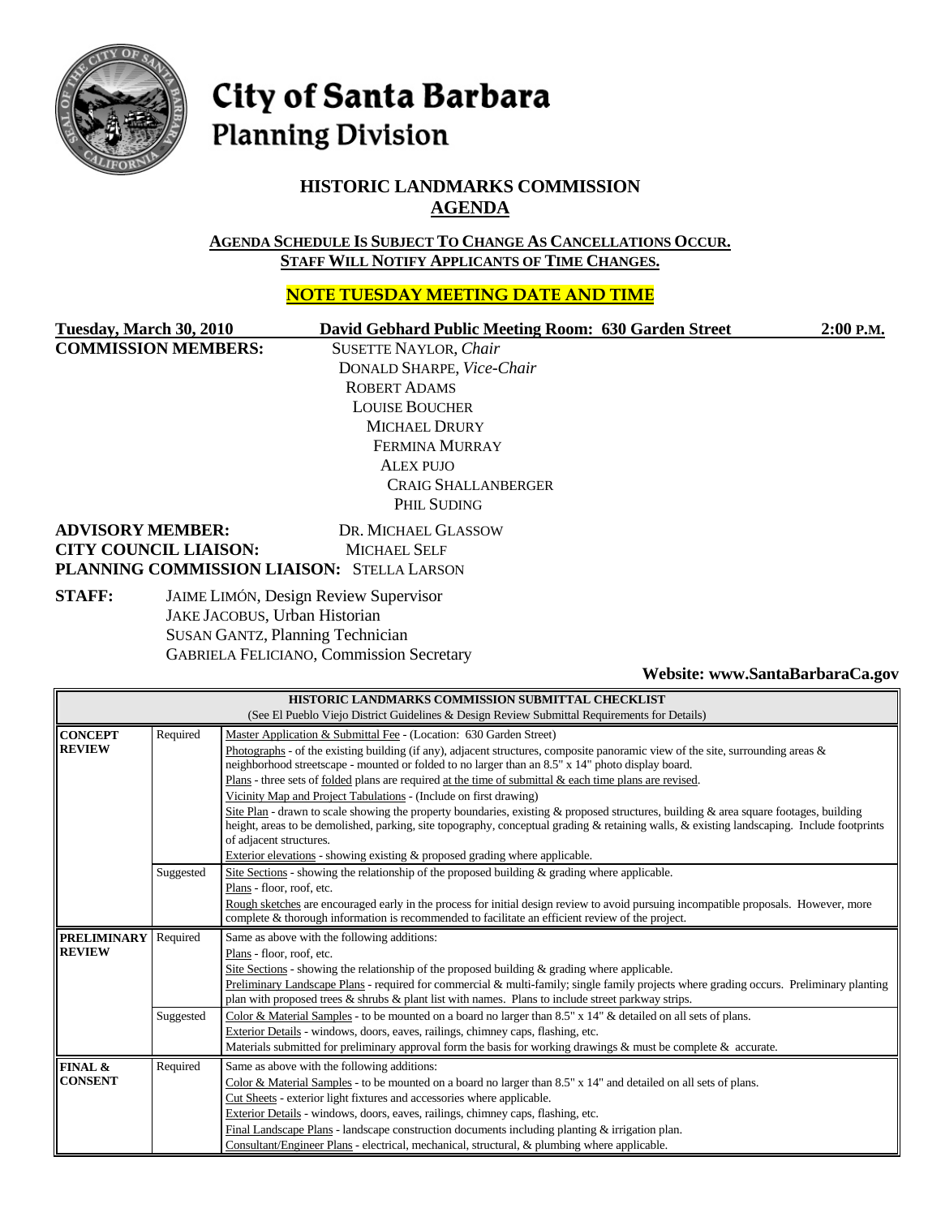# City of Santa Barbara
## Planning Division

### HISTORIC LANDMARKS COMMISSION
### AGENDA

**AGENDA SCHEDULE IS SUBJECT TO CHANGE AS CANCELLATIONS OCCUR.**
**STAFF WILL NOTIFY APPLICANTS OF TIME CHANGES.**

**NOTE TUESDAY MEETING DATE AND TIME**

**Tuesday, March 30, 2010** | **David Gebhard Public Meeting Room: 630 Garden Street** | **2:00 P.M.**

**COMMISSION MEMBERS:**
SUSETTE NAYLOR, *Chair*
DONALD SHARPE, *Vice-Chair*
ROBERT ADAMS
LOUISE BOUCHER
MICHAEL DRURY
FERMINA MURRAY
ALEX PUJO
CRAIG SHALLANBERGER
PHIL SUDING

**ADVISORY MEMBER:** DR. MICHAEL GLASSOW
**CITY COUNCIL LIAISON:** MICHAEL SELF
**PLANNING COMMISSION LIAISON:** STELLA LARSON

**STAFF:**
JAIME LIMÓN, Design Review Supervisor
JAKE JACOBUS, Urban Historian
SUSAN GANTZ, Planning Technician
GABRIELA FELICIANO, Commission Secretary

**Website: www.SantaBarbaraCa.gov**

| HISTORIC LANDMARKS COMMISSION SUBMITTAL CHECKLIST (See El Pueblo Viejo District Guidelines & Design Review Submittal Requirements for Details) | | |
|---|---|---|
| **CONCEPT REVIEW** | Required | Master Application & Submittal Fee - (Location: 630 Garden Street)<br>Photographs - of the existing building (if any), adjacent structures, composite panoramic view of the site, surrounding areas & neighborhood streetscape - mounted or folded to no larger than an 8.5" x 14" photo display board.<br>Plans - three sets of folded plans are required at the time of submittal & each time plans are revised.<br>Vicinity Map and Project Tabulations - (Include on first drawing)<br>Site Plan - drawn to scale showing the property boundaries, existing & proposed structures, building & area square footages, building height, areas to be demolished, parking, site topography, conceptual grading & retaining walls, & existing landscaping. Include footprints of adjacent structures.<br>Exterior elevations - showing existing & proposed grading where applicable. |
| | Suggested | Site Sections - showing the relationship of the proposed building & grading where applicable.<br>Plans - floor, roof, etc.<br>Rough sketches are encouraged early in the process for initial design review to avoid pursuing incompatible proposals. However, more complete & thorough information is recommended to facilitate an efficient review of the project. |
| **PRELIMINARY REVIEW** | Required | Same as above with the following additions:<br>Plans - floor, roof, etc.<br>Site Sections - showing the relationship of the proposed building & grading where applicable.<br>Preliminary Landscape Plans - required for commercial & multi-family; single family projects where grading occurs. Preliminary planting plan with proposed trees & shrubs & plant list with names. Plans to include street parkway strips. |
| | Suggested | Color & Material Samples - to be mounted on a board no larger than 8.5" x 14" & detailed on all sets of plans.<br>Exterior Details - windows, doors, eaves, railings, chimney caps, flashing, etc.<br>Materials submitted for preliminary approval form the basis for working drawings & must be complete & accurate. |
| **FINAL & CONSENT** | Required | Same as above with the following additions:<br>Color & Material Samples - to be mounted on a board no larger than 8.5" x 14" and detailed on all sets of plans.<br>Cut Sheets - exterior light fixtures and accessories where applicable.<br>Exterior Details - windows, doors, eaves, railings, chimney caps, flashing, etc.<br>Final Landscape Plans - landscape construction documents including planting & irrigation plan.<br>Consultant/Engineer Plans - electrical, mechanical, structural, & plumbing where applicable. |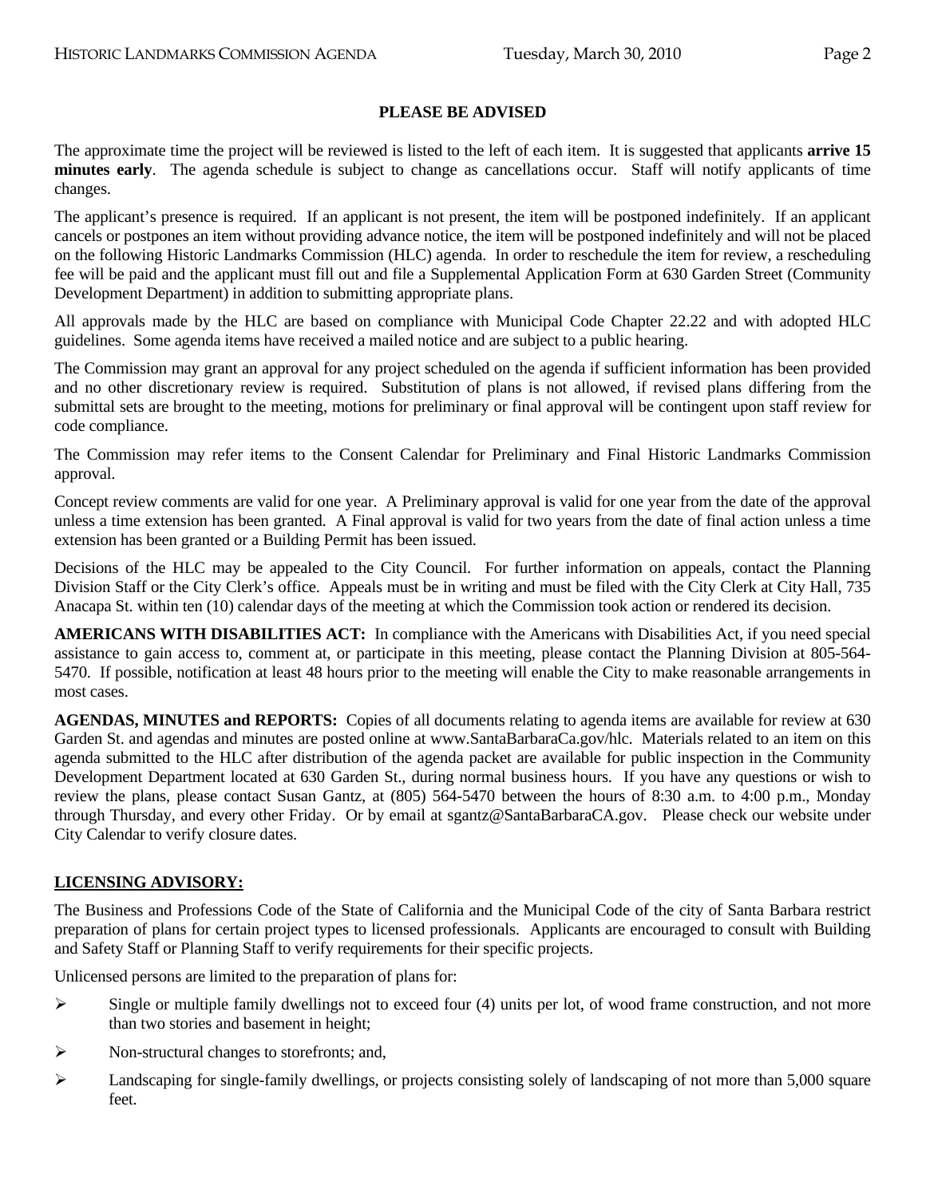## PLEASE BE ADVISED

The approximate time the project will be reviewed is listed to the left of each item. It is suggested that applicants **arrive 15 minutes early**. The agenda schedule is subject to change as cancellations occur. Staff will notify applicants of time changes.

The applicant's presence is required. If an applicant is not present, the item will be postponed indefinitely. If an applicant cancels or postpones an item without providing advance notice, the item will be postponed indefinitely and will not be placed on the following Historic Landmarks Commission (HLC) agenda. In order to reschedule the item for review, a rescheduling fee will be paid and the applicant must fill out and file a Supplemental Application Form at 630 Garden Street (Community Development Department) in addition to submitting appropriate plans.

All approvals made by the HLC are based on compliance with Municipal Code Chapter 22.22 and with adopted HLC guidelines. Some agenda items have received a mailed notice and are subject to a public hearing.

The Commission may grant an approval for any project scheduled on the agenda if sufficient information has been provided and no other discretionary review is required. Substitution of plans is not allowed, if revised plans differing from the submittal sets are brought to the meeting, motions for preliminary or final approval will be contingent upon staff review for code compliance.

The Commission may refer items to the Consent Calendar for Preliminary and Final Historic Landmarks Commission approval.

Concept review comments are valid for one year. A Preliminary approval is valid for one year from the date of the approval unless a time extension has been granted. A Final approval is valid for two years from the date of final action unless a time extension has been granted or a Building Permit has been issued.

Decisions of the HLC may be appealed to the City Council. For further information on appeals, contact the Planning Division Staff or the City Clerk's office. Appeals must be in writing and must be filed with the City Clerk at City Hall, 735 Anacapa St. within ten (10) calendar days of the meeting at which the Commission took action or rendered its decision.

**AMERICANS WITH DISABILITIES ACT:** In compliance with the Americans with Disabilities Act, if you need special assistance to gain access to, comment at, or participate in this meeting, please contact the Planning Division at 805-564-5470. If possible, notification at least 48 hours prior to the meeting will enable the City to make reasonable arrangements in most cases.

**AGENDAS, MINUTES and REPORTS:** Copies of all documents relating to agenda items are available for review at 630 Garden St. and agendas and minutes are posted online at www.SantaBarbaraCa.gov/hlc. Materials related to an item on this agenda submitted to the HLC after distribution of the agenda packet are available for public inspection in the Community Development Department located at 630 Garden St., during normal business hours. If you have any questions or wish to review the plans, please contact Susan Gantz, at (805) 564-5470 between the hours of 8:30 a.m. to 4:00 p.m., Monday through Thursday, and every other Friday. Or by email at sgantz@SantaBarbaraCA.gov. Please check our website under City Calendar to verify closure dates.

## LICENSING ADVISORY:

The Business and Professions Code of the State of California and the Municipal Code of the city of Santa Barbara restrict preparation of plans for certain project types to licensed professionals. Applicants are encouraged to consult with Building and Safety Staff or Planning Staff to verify requirements for their specific projects.

Unlicensed persons are limited to the preparation of plans for:

- Single or multiple family dwellings not to exceed four (4) units per lot, of wood frame construction, and not more than two stories and basement in height;
- Non-structural changes to storefronts; and,
- Landscaping for single-family dwellings, or projects consisting solely of landscaping of not more than 5,000 square feet.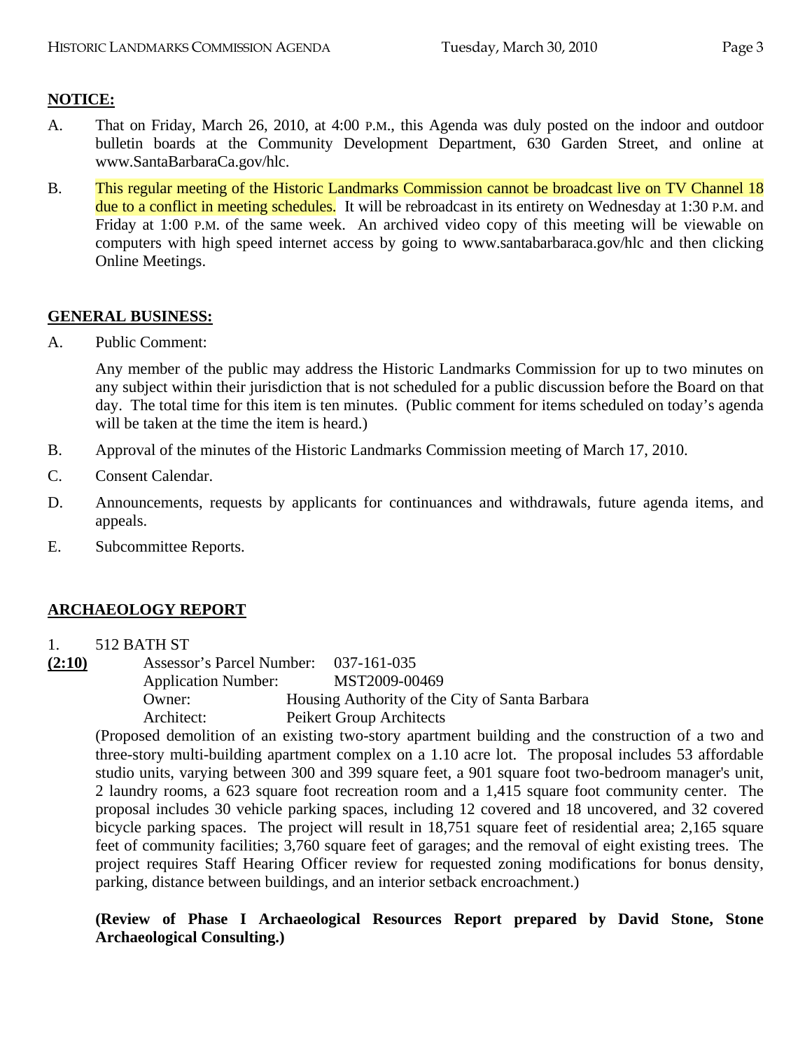**NOTICE:**

A. That on Friday, March 26, 2010, at 4:00 P.M., this Agenda was duly posted on the indoor and outdoor bulletin boards at the Community Development Department, 630 Garden Street, and online at www.SantaBarbaraCa.gov/hlc.

B. This regular meeting of the Historic Landmarks Commission cannot be broadcast live on TV Channel 18 due to a conflict in meeting schedules. It will be rebroadcast in its entirety on Wednesday at 1:30 P.M. and Friday at 1:00 P.M. of the same week. An archived video copy of this meeting will be viewable on computers with high speed internet access by going to www.santabarbaraca.gov/hlc and then clicking Online Meetings.

**GENERAL BUSINESS:**

A. Public Comment:

Any member of the public may address the Historic Landmarks Commission for up to two minutes on any subject within their jurisdiction that is not scheduled for a public discussion before the Board on that day. The total time for this item is ten minutes. (Public comment for items scheduled on today's agenda will be taken at the time the item is heard.)

B. Approval of the minutes of the Historic Landmarks Commission meeting of March 17, 2010.

C. Consent Calendar.

D. Announcements, requests by applicants for continuances and withdrawals, future agenda items, and appeals.

E. Subcommittee Reports.

**ARCHAEOLOGY REPORT**

1. 512 BATH ST

**(2:10)**

Assessor's Parcel Number: 037-161-035
Application Number: MST2009-00469
Owner: Housing Authority of the City of Santa Barbara
Architect: Peikert Group Architects

(Proposed demolition of an existing two-story apartment building and the construction of a two and three-story multi-building apartment complex on a 1.10 acre lot. The proposal includes 53 affordable studio units, varying between 300 and 399 square feet, a 901 square foot two-bedroom manager's unit, 2 laundry rooms, a 623 square foot recreation room and a 1,415 square foot community center. The proposal includes 30 vehicle parking spaces, including 12 covered and 18 uncovered, and 32 covered bicycle parking spaces. The project will result in 18,751 square feet of residential area; 2,165 square feet of community facilities; 3,760 square feet of garages; and the removal of eight existing trees. The project requires Staff Hearing Officer review for requested zoning modifications for bonus density, parking, distance between buildings, and an interior setback encroachment.)

**(Review of Phase I Archaeological Resources Report prepared by David Stone, Stone Archaeological Consulting.)**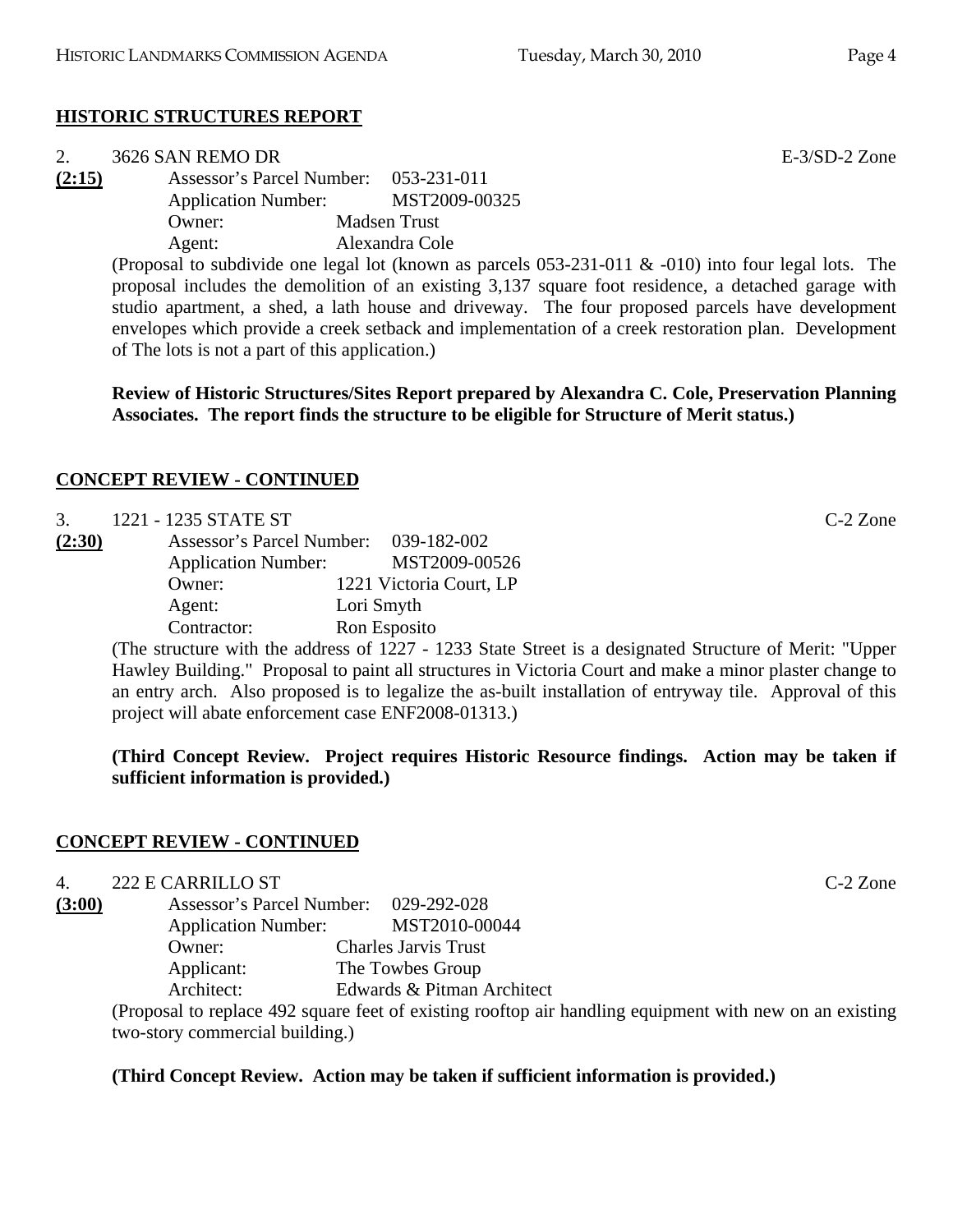## HISTORIC STRUCTURES REPORT

2. 3626 SAN REMO DR — E-3/SD-2 Zone

**(2:15)**

Assessor's Parcel Number: 053-231-011
Application Number: MST2009-00325
Owner: Madsen Trust
Agent: Alexandra Cole

(Proposal to subdivide one legal lot (known as parcels 053-231-011 & -010) into four legal lots. The proposal includes the demolition of an existing 3,137 square foot residence, a detached garage with studio apartment, a shed, a lath house and driveway. The four proposed parcels have development envelopes which provide a creek setback and implementation of a creek restoration plan. Development of The lots is not a part of this application.)

**Review of Historic Structures/Sites Report prepared by Alexandra C. Cole, Preservation Planning Associates. The report finds the structure to be eligible for Structure of Merit status.)**

## CONCEPT REVIEW - CONTINUED

3. 1221 - 1235 STATE ST — C-2 Zone

**(2:30)**

Assessor's Parcel Number: 039-182-002
Application Number: MST2009-00526
Owner: 1221 Victoria Court, LP
Agent: Lori Smyth
Contractor: Ron Esposito

(The structure with the address of 1227 - 1233 State Street is a designated Structure of Merit: "Upper Hawley Building." Proposal to paint all structures in Victoria Court and make a minor plaster change to an entry arch. Also proposed is to legalize the as-built installation of entryway tile. Approval of this project will abate enforcement case ENF2008-01313.)

**(Third Concept Review. Project requires Historic Resource findings. Action may be taken if sufficient information is provided.)**

## CONCEPT REVIEW - CONTINUED

4. 222 E CARRILLO ST — C-2 Zone

**(3:00)**

Assessor's Parcel Number: 029-292-028
Application Number: MST2010-00044
Owner: Charles Jarvis Trust
Applicant: The Towbes Group
Architect: Edwards & Pitman Architect

(Proposal to replace 492 square feet of existing rooftop air handling equipment with new on an existing two-story commercial building.)

**(Third Concept Review. Action may be taken if sufficient information is provided.)**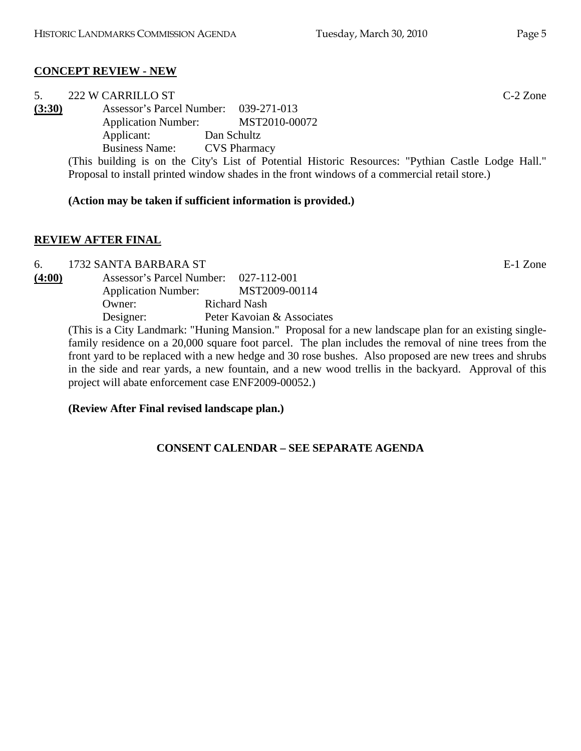## CONCEPT REVIEW - NEW

5. 222 W CARRILLO ST C-2 Zone

**(3:30)** Assessor's Parcel Number: 039-271-013
Application Number: MST2010-00072
Applicant: Dan Schultz
Business Name: CVS Pharmacy

(This building is on the City's List of Potential Historic Resources: "Pythian Castle Lodge Hall." Proposal to install printed window shades in the front windows of a commercial retail store.)

**(Action may be taken if sufficient information is provided.)**

## REVIEW AFTER FINAL

6. 1732 SANTA BARBARA ST E-1 Zone

**(4:00)** Assessor's Parcel Number: 027-112-001
Application Number: MST2009-00114
Owner: Richard Nash
Designer: Peter Kavoian & Associates

(This is a City Landmark: "Huning Mansion." Proposal for a new landscape plan for an existing single-family residence on a 20,000 square foot parcel. The plan includes the removal of nine trees from the front yard to be replaced with a new hedge and 30 rose bushes. Also proposed are new trees and shrubs in the side and rear yards, a new fountain, and a new wood trellis in the backyard. Approval of this project will abate enforcement case ENF2009-00052.)

**(Review After Final revised landscape plan.)**

**CONSENT CALENDAR – SEE SEPARATE AGENDA**